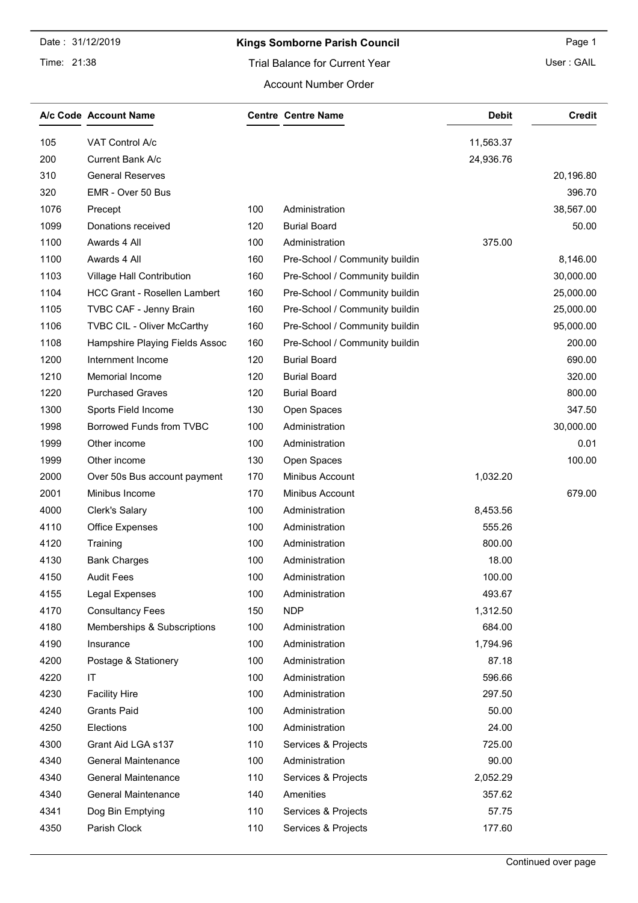Date : 31/12/2019

Time: 21:38

# Kings Somborne Parish Council

## Trial Balance for Current Year

Account Number Order

User : GAIL

| A/c Code | Account Name | Centre | Centre Name | Debit | Credit |
|---|---|---|---|---|---|
| 105 | VAT Control A/c | | | 11,563.37 | |
| 200 | Current Bank A/c | | | 24,936.76 | |
| 310 | General Reserves | | | | 20,196.80 |
| 320 | EMR - Over 50 Bus | | | | 396.70 |
| 1076 | Precept | 100 | Administration | | 38,567.00 |
| 1099 | Donations received | 120 | Burial Board | | 50.00 |
| 1100 | Awards 4 All | 100 | Administration | 375.00 | |
| 1100 | Awards 4 All | 160 | Pre-School / Community buildin | | 8,146.00 |
| 1103 | Village Hall Contribution | 160 | Pre-School / Community buildin | | 30,000.00 |
| 1104 | HCC Grant - Rosellen Lambert | 160 | Pre-School / Community buildin | | 25,000.00 |
| 1105 | TVBC CAF - Jenny Brain | 160 | Pre-School / Community buildin | | 25,000.00 |
| 1106 | TVBC CIL - Oliver McCarthy | 160 | Pre-School / Community buildin | | 95,000.00 |
| 1108 | Hampshire Playing Fields Assoc | 160 | Pre-School / Community buildin | | 200.00 |
| 1200 | Internment Income | 120 | Burial Board | | 690.00 |
| 1210 | Memorial Income | 120 | Burial Board | | 320.00 |
| 1220 | Purchased Graves | 120 | Burial Board | | 800.00 |
| 1300 | Sports Field Income | 130 | Open Spaces | | 347.50 |
| 1998 | Borrowed Funds from TVBC | 100 | Administration | | 30,000.00 |
| 1999 | Other income | 100 | Administration | | 0.01 |
| 1999 | Other income | 130 | Open Spaces | | 100.00 |
| 2000 | Over 50s Bus account payment | 170 | Minibus Account | 1,032.20 | |
| 2001 | Minibus Income | 170 | Minibus Account | | 679.00 |
| 4000 | Clerk's Salary | 100 | Administration | 8,453.56 | |
| 4110 | Office Expenses | 100 | Administration | 555.26 | |
| 4120 | Training | 100 | Administration | 800.00 | |
| 4130 | Bank Charges | 100 | Administration | 18.00 | |
| 4150 | Audit Fees | 100 | Administration | 100.00 | |
| 4155 | Legal Expenses | 100 | Administration | 493.67 | |
| 4170 | Consultancy Fees | 150 | NDP | 1,312.50 | |
| 4180 | Memberships & Subscriptions | 100 | Administration | 684.00 | |
| 4190 | Insurance | 100 | Administration | 1,794.96 | |
| 4200 | Postage & Stationery | 100 | Administration | 87.18 | |
| 4220 | IT | 100 | Administration | 596.66 | |
| 4230 | Facility Hire | 100 | Administration | 297.50 | |
| 4240 | Grants Paid | 100 | Administration | 50.00 | |
| 4250 | Elections | 100 | Administration | 24.00 | |
| 4300 | Grant Aid LGA s137 | 110 | Services & Projects | 725.00 | |
| 4340 | General Maintenance | 100 | Administration | 90.00 | |
| 4340 | General Maintenance | 110 | Services & Projects | 2,052.29 | |
| 4340 | General Maintenance | 140 | Amenities | 357.62 | |
| 4341 | Dog Bin Emptying | 110 | Services & Projects | 57.75 | |
| 4350 | Parish Clock | 110 | Services & Projects | 177.60 | |

Continued over page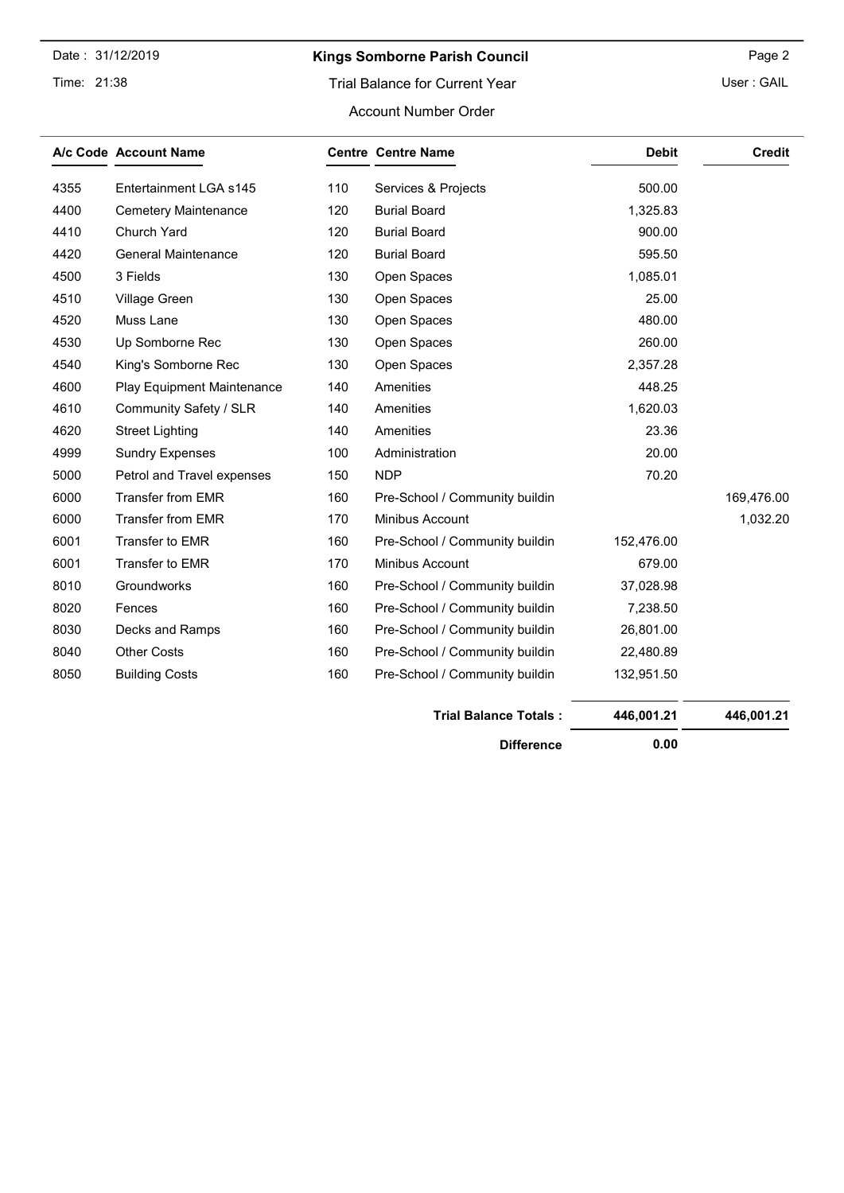| A/c Code | Account Name | Centre | Centre Name | Debit | Credit |
|---|---|---|---|---|---|
| 4355 | Entertainment LGA s145 | 110 | Services & Projects | 500.00 | |
| 4400 | Cemetery Maintenance | 120 | Burial Board | 1,325.83 | |
| 4410 | Church Yard | 120 | Burial Board | 900.00 | |
| 4420 | General Maintenance | 120 | Burial Board | 595.50 | |
| 4500 | 3 Fields | 130 | Open Spaces | 1,085.01 | |
| 4510 | Village Green | 130 | Open Spaces | 25.00 | |
| 4520 | Muss Lane | 130 | Open Spaces | 480.00 | |
| 4530 | Up Somborne Rec | 130 | Open Spaces | 260.00 | |
| 4540 | King's Somborne Rec | 130 | Open Spaces | 2,357.28 | |
| 4600 | Play Equipment Maintenance | 140 | Amenities | 448.25 | |
| 4610 | Community Safety / SLR | 140 | Amenities | 1,620.03 | |
| 4620 | Street Lighting | 140 | Amenities | 23.36 | |
| 4999 | Sundry Expenses | 100 | Administration | 20.00 | |
| 5000 | Petrol and Travel expenses | 150 | NDP | 70.20 | |
| 6000 | Transfer from EMR | 160 | Pre-School / Community buildin | | 169,476.00 |
| 6000 | Transfer from EMR | 170 | Minibus Account | | 1,032.20 |
| 6001 | Transfer to EMR | 160 | Pre-School / Community buildin | 152,476.00 | |
| 6001 | Transfer to EMR | 170 | Minibus Account | 679.00 | |
| 8010 | Groundworks | 160 | Pre-School / Community buildin | 37,028.98 | |
| 8020 | Fences | 160 | Pre-School / Community buildin | 7,238.50 | |
| 8030 | Decks and Ramps | 160 | Pre-School / Community buildin | 26,801.00 | |
| 8040 | Other Costs | 160 | Pre-School / Community buildin | 22,480.89 | |
| 8050 | Building Costs | 160 | Pre-School / Community buildin | 132,951.50 | |
| | | | **Trial Balance Totals :** | **446,001.21** | **446,001.21** |
| | | | **Difference** | **0.00** | |